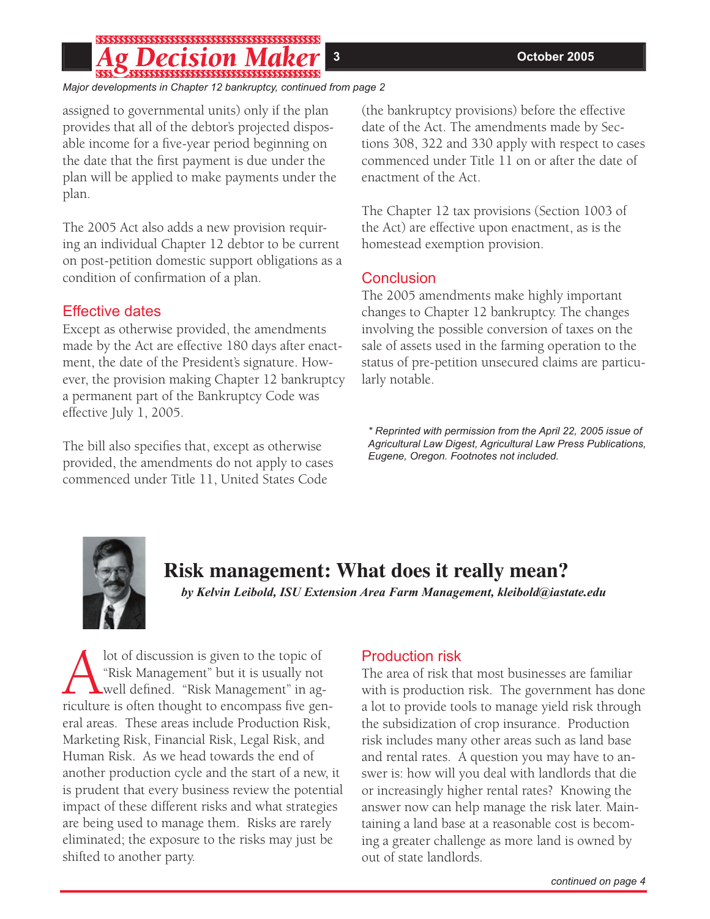*Major developments in Chapter 12 bankruptcy, continued from page 2*

assigned to governmental units) only if the plan provides that all of the debtor's projected disposable income for a five-year period beginning on the date that the first payment is due under the plan will be applied to make payments under the plan.

The 2005 Act also adds a new provision requiring an individual Chapter 12 debtor to be current on post-petition domestic support obligations as a condition of confirmation of a plan.

### Effective dates

Except as otherwise provided, the amendments made by the Act are effective 180 days after enactment, the date of the President's signature. However, the provision making Chapter 12 bankruptcy a permanent part of the Bankruptcy Code was effective July 1, 2005.

The bill also specifies that, except as otherwise provided, the amendments do not apply to cases commenced under Title 11, United States Code (the bankruptcy provisions) before the effective date of the Act. The amendments made by Sections 308, 322 and 330 apply with respect to cases commenced under Title 11 on or after the date of enactment of the Act.

The Chapter 12 tax provisions (Section 1003 of the Act) are effective upon enactment, as is the homestead exemption provision.

### Conclusion

The 2005 amendments make highly important changes to Chapter 12 bankruptcy. The changes involving the possible conversion of taxes on the sale of assets used in the farming operation to the status of pre-petition unsecured claims are particularly notable.

*\* Reprinted with permission from the April 22, 2005 issue of Agricultural Law Digest, Agricultural Law Press Publications, Eugene, Oregon. Footnotes not included.*

## Risk management: What does it really mean?

***by Kelvin Leibold, ISU Extension Area Farm Management, kleibold@iastate.edu***

A lot of discussion is given to the topic of "Risk Management" but it is usually not well defined. "Risk Management" in agriculture is often thought to encompass five general areas. These areas include Production Risk, Marketing Risk, Financial Risk, Legal Risk, and Human Risk. As we head towards the end of another production cycle and the start of a new, it is prudent that every business review the potential impact of these different risks and what strategies are being used to manage them. Risks are rarely eliminated; the exposure to the risks may just be shifted to another party.

### Production risk

The area of risk that most businesses are familiar with is production risk. The government has done a lot to provide tools to manage yield risk through the subsidization of crop insurance. Production risk includes many other areas such as land base and rental rates. A question you may have to answer is: how will you deal with landlords that die or increasingly higher rental rates? Knowing the answer now can help manage the risk later. Maintaining a land base at a reasonable cost is becoming a greater challenge as more land is owned by out of state landlords.

*continued on page 4*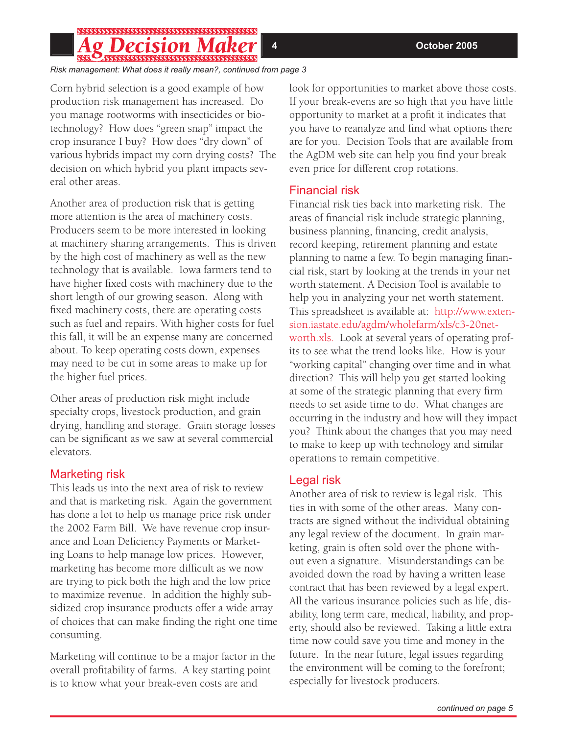*Risk management: What does it really mean?, continued from page 3*

Corn hybrid selection is a good example of how production risk management has increased. Do you manage rootworms with insecticides or biotechnology? How does "green snap" impact the crop insurance I buy? How does "dry down" of various hybrids impact my corn drying costs? The decision on which hybrid you plant impacts several other areas.

Another area of production risk that is getting more attention is the area of machinery costs. Producers seem to be more interested in looking at machinery sharing arrangements. This is driven by the high cost of machinery as well as the new technology that is available. Iowa farmers tend to have higher fixed costs with machinery due to the short length of our growing season. Along with fixed machinery costs, there are operating costs such as fuel and repairs. With higher costs for fuel this fall, it will be an expense many are concerned about. To keep operating costs down, expenses may need to be cut in some areas to make up for the higher fuel prices.

Other areas of production risk might include specialty crops, livestock production, and grain drying, handling and storage. Grain storage losses can be significant as we saw at several commercial elevators.

## Marketing risk

This leads us into the next area of risk to review and that is marketing risk. Again the government has done a lot to help us manage price risk under the 2002 Farm Bill. We have revenue crop insurance and Loan Deficiency Payments or Marketing Loans to help manage low prices. However, marketing has become more difficult as we now are trying to pick both the high and the low price to maximize revenue. In addition the highly subsidized crop insurance products offer a wide array of choices that can make finding the right one time consuming.

Marketing will continue to be a major factor in the overall profitability of farms. A key starting point is to know what your break-even costs are and look for opportunities to market above those costs. If your break-evens are so high that you have little opportunity to market at a profit it indicates that you have to reanalyze and find what options there are for you. Decision Tools that are available from the AgDM web site can help you find your break even price for different crop rotations.

## Financial risk

Financial risk ties back into marketing risk. The areas of financial risk include strategic planning, business planning, financing, credit analysis, record keeping, retirement planning and estate planning to name a few. To begin managing financial risk, start by looking at the trends in your net worth statement. A Decision Tool is available to help you in analyzing your net worth statement. This spreadsheet is available at: http://www.extension.iastate.edu/agdm/wholefarm/xls/c3-20networth.xls. Look at several years of operating profits to see what the trend looks like. How is your "working capital" changing over time and in what direction? This will help you get started looking at some of the strategic planning that every firm needs to set aside time to do. What changes are occurring in the industry and how will they impact you? Think about the changes that you may need to make to keep up with technology and similar operations to remain competitive.

## Legal risk

Another area of risk to review is legal risk. This ties in with some of the other areas. Many contracts are signed without the individual obtaining any legal review of the document. In grain marketing, grain is often sold over the phone without even a signature. Misunderstandings can be avoided down the road by having a written lease contract that has been reviewed by a legal expert. All the various insurance policies such as life, disability, long term care, medical, liability, and property, should also be reviewed. Taking a little extra time now could save you time and money in the future. In the near future, legal issues regarding the environment will be coming to the forefront; especially for livestock producers.

*continued on page 5*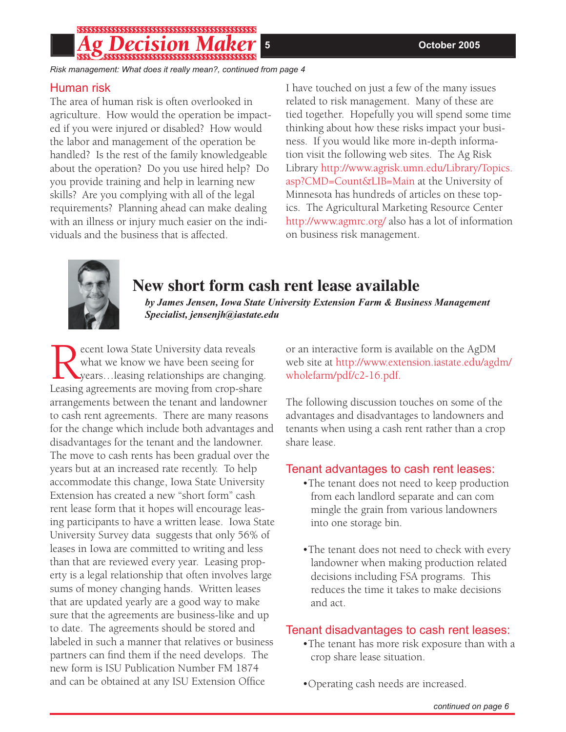*Risk management: What does it really mean?, continued from page 4*

## Human risk

The area of human risk is often overlooked in agriculture. How would the operation be impacted if you were injured or disabled? How would the labor and management of the operation be handled? Is the rest of the family knowledgeable about the operation? Do you use hired help? Do you provide training and help in learning new skills? Are you complying with all of the legal requirements? Planning ahead can make dealing with an illness or injury much easier on the individuals and the business that is affected.

I have touched on just a few of the many issues related to risk management. Many of these are tied together. Hopefully you will spend some time thinking about how these risks impact your business. If you would like more in-depth information visit the following web sites. The Ag Risk Library http://www.agrisk.umn.edu/Library/Topics.asp?CMD=Count&LIB=Main at the University of Minnesota has hundreds of articles on these topics. The Agricultural Marketing Resource Center http://www.agmrc.org/ also has a lot of information on business risk management.

# New short form cash rent lease available

***by James Jensen, Iowa State University Extension Farm & Business Management Specialist, jensenjh@iastate.edu***

Recent Iowa State University data reveals what we know we have been seeing for years…leasing relationships are changing. Leasing agreements are moving from crop-share arrangements between the tenant and landowner to cash rent agreements. There are many reasons for the change which include both advantages and disadvantages for the tenant and the landowner. The move to cash rents has been gradual over the years but at an increased rate recently. To help accommodate this change, Iowa State University Extension has created a new "short form" cash rent lease form that it hopes will encourage leasing participants to have a written lease. Iowa State University Survey data suggests that only 56% of leases in Iowa are committed to writing and less than that are reviewed every year. Leasing property is a legal relationship that often involves large sums of money changing hands. Written leases that are updated yearly are a good way to make sure that the agreements are business-like and up to date. The agreements should be stored and labeled in such a manner that relatives or business partners can find them if the need develops. The new form is ISU Publication Number FM 1874 and can be obtained at any ISU Extension Office or an interactive form is available on the AgDM web site at http://www.extension.iastate.edu/agdm/wholefarm/pdf/c2-16.pdf.

The following discussion touches on some of the advantages and disadvantages to landowners and tenants when using a cash rent rather than a crop share lease.

## Tenant advantages to cash rent leases:

- The tenant does not need to keep production from each landlord separate and can com mingle the grain from various landowners into one storage bin.
- The tenant does not need to check with every landowner when making production related decisions including FSA programs. This reduces the time it takes to make decisions and act.

## Tenant disadvantages to cash rent leases:

- The tenant has more risk exposure than with a crop share lease situation.
- Operating cash needs are increased.

*continued on page 6*